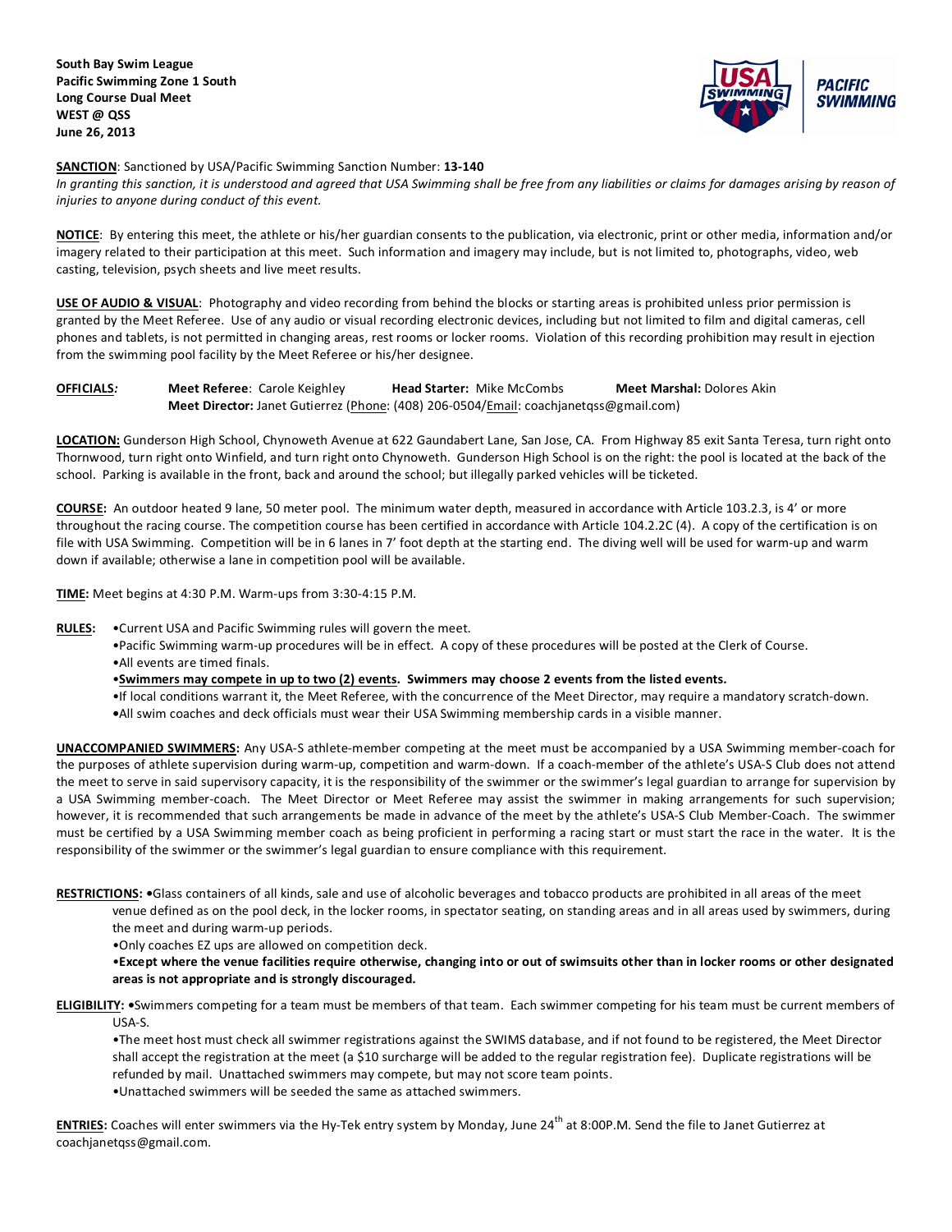**South Bay Swim League**
**Pacific Swimming Zone 1 South**
**Long Course Dual Meet**
**WEST @ QSS**
**June 26, 2013**

**SANCTION**: Sanctioned by USA/Pacific Swimming Sanction Number: **13-140**
*In granting this sanction, it is understood and agreed that USA Swimming shall be free from any liabilities or claims for damages arising by reason of injuries to anyone during conduct of this event.*

**NOTICE**: By entering this meet, the athlete or his/her guardian consents to the publication, via electronic, print or other media, information and/or imagery related to their participation at this meet. Such information and imagery may include, but is not limited to, photographs, video, web casting, television, psych sheets and live meet results.

**USE OF AUDIO & VISUAL**: Photography and video recording from behind the blocks or starting areas is prohibited unless prior permission is granted by the Meet Referee. Use of any audio or visual recording electronic devices, including but not limited to film and digital cameras, cell phones and tablets, is not permitted in changing areas, rest rooms or locker rooms. Violation of this recording prohibition may result in ejection from the swimming pool facility by the Meet Referee or his/her designee.

**OFFICIALS***:* **Meet Referee**: Carole Keighley **Head Starter:** Mike McCombs **Meet Marshal:** Dolores Akin
**Meet Director:** Janet Gutierrez (Phone: (408) 206-0504/Email: coachjanetqss@gmail.com)

**LOCATION:** Gunderson High School, Chynoweth Avenue at 622 Gaundabert Lane, San Jose, CA. From Highway 85 exit Santa Teresa, turn right onto Thornwood, turn right onto Winfield, and turn right onto Chynoweth. Gunderson High School is on the right: the pool is located at the back of the school. Parking is available in the front, back and around the school; but illegally parked vehicles will be ticketed.

**COURSE:** An outdoor heated 9 lane, 50 meter pool. The minimum water depth, measured in accordance with Article 103.2.3, is 4' or more throughout the racing course. The competition course has been certified in accordance with Article 104.2.2C (4). A copy of the certification is on file with USA Swimming. Competition will be in 6 lanes in 7' foot depth at the starting end. The diving well will be used for warm-up and warm down if available; otherwise a lane in competition pool will be available.

**TIME:** Meet begins at 4:30 P.M. Warm-ups from 3:30-4:15 P.M.

**RULES:**
- Current USA and Pacific Swimming rules will govern the meet.
- Pacific Swimming warm-up procedures will be in effect. A copy of these procedures will be posted at the Clerk of Course.
- All events are timed finals.
- **Swimmers may compete in up to two (2) events. Swimmers may choose 2 events from the listed events.**
- If local conditions warrant it, the Meet Referee, with the concurrence of the Meet Director, may require a mandatory scratch-down.
- All swim coaches and deck officials must wear their USA Swimming membership cards in a visible manner.

**UNACCOMPANIED SWIMMERS:** Any USA-S athlete-member competing at the meet must be accompanied by a USA Swimming member-coach for the purposes of athlete supervision during warm-up, competition and warm-down. If a coach-member of the athlete's USA-S Club does not attend the meet to serve in said supervisory capacity, it is the responsibility of the swimmer or the swimmer's legal guardian to arrange for supervision by a USA Swimming member-coach. The Meet Director or Meet Referee may assist the swimmer in making arrangements for such supervision; however, it is recommended that such arrangements be made in advance of the meet by the athlete's USA-S Club Member-Coach. The swimmer must be certified by a USA Swimming member coach as being proficient in performing a racing start or must start the race in the water. It is the responsibility of the swimmer or the swimmer's legal guardian to ensure compliance with this requirement.

**RESTRICTIONS:**
- Glass containers of all kinds, sale and use of alcoholic beverages and tobacco products are prohibited in all areas of the meet venue defined as on the pool deck, in the locker rooms, in spectator seating, on standing areas and in all areas used by swimmers, during the meet and during warm-up periods.
- Only coaches EZ ups are allowed on competition deck.
- **Except where the venue facilities require otherwise, changing into or out of swimsuits other than in locker rooms or other designated areas is not appropriate and is strongly discouraged.**

**ELIGIBILITY:**
- Swimmers competing for a team must be members of that team. Each swimmer competing for his team must be current members of USA-S.
- The meet host must check all swimmer registrations against the SWIMS database, and if not found to be registered, the Meet Director shall accept the registration at the meet (a $10 surcharge will be added to the regular registration fee). Duplicate registrations will be refunded by mail. Unattached swimmers may compete, but may not score team points.
- Unattached swimmers will be seeded the same as attached swimmers.

**ENTRIES:** Coaches will enter swimmers via the Hy-Tek entry system by Monday, June 24th at 8:00P.M. Send the file to Janet Gutierrez at coachjanetqss@gmail.com.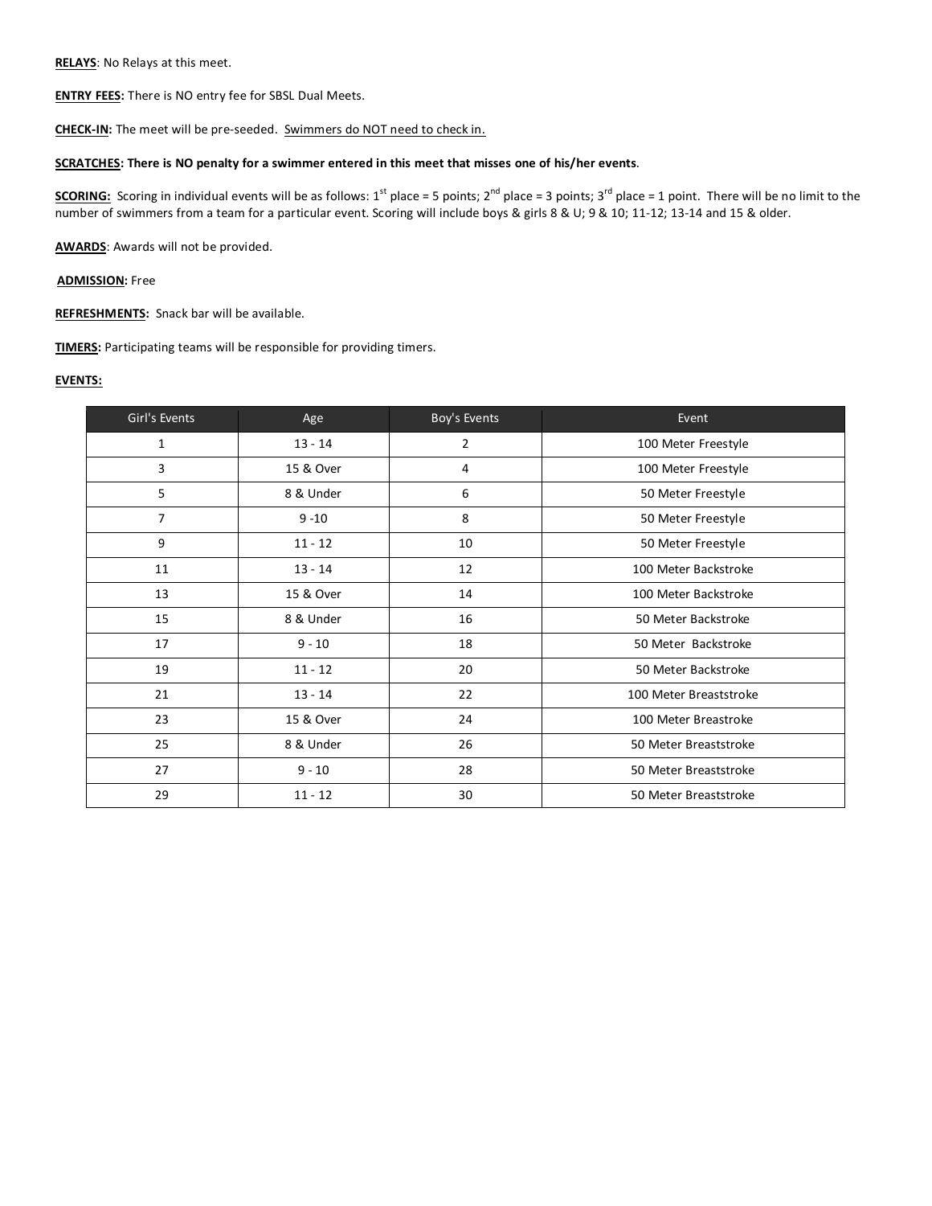**RELAYS**: No Relays at this meet.

**ENTRY FEES:** There is NO entry fee for SBSL Dual Meets.

**CHECK-IN:** The meet will be pre-seeded. Swimmers do NOT need to check in.

**SCRATCHES: There is NO penalty for a swimmer entered in this meet that misses one of his/her events**.

**SCORING:** Scoring in individual events will be as follows: 1st place = 5 points; 2nd place = 3 points; 3rd place = 1 point. There will be no limit to the number of swimmers from a team for a particular event. Scoring will include boys & girls 8 & U; 9 & 10; 11-12; 13-14 and 15 & older.

**AWARDS**: Awards will not be provided.

**ADMISSION:** Free

**REFRESHMENTS:** Snack bar will be available.

**TIMERS:** Participating teams will be responsible for providing timers.

**EVENTS:**

| Girl's Events | Age | Boy's Events | Event |
|---|---|---|---|
| 1 | 13 - 14 | 2 | 100 Meter Freestyle |
| 3 | 15 & Over | 4 | 100 Meter Freestyle |
| 5 | 8 & Under | 6 | 50 Meter Freestyle |
| 7 | 9 -10 | 8 | 50 Meter Freestyle |
| 9 | 11 - 12 | 10 | 50 Meter Freestyle |
| 11 | 13 - 14 | 12 | 100 Meter Backstroke |
| 13 | 15 & Over | 14 | 100 Meter Backstroke |
| 15 | 8 & Under | 16 | 50 Meter Backstroke |
| 17 | 9 - 10 | 18 | 50 Meter Backstroke |
| 19 | 11 - 12 | 20 | 50 Meter Backstroke |
| 21 | 13 - 14 | 22 | 100 Meter Breaststroke |
| 23 | 15 & Over | 24 | 100 Meter Breastroke |
| 25 | 8 & Under | 26 | 50 Meter Breaststroke |
| 27 | 9 - 10 | 28 | 50 Meter Breaststroke |
| 29 | 11 - 12 | 30 | 50 Meter Breaststroke |